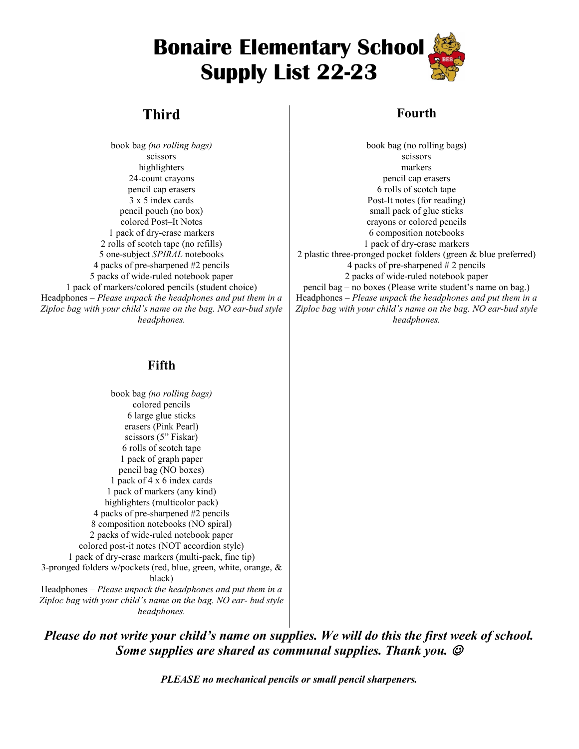# Bonaire Elementary School Supply List 22-23

## Third

book bag *(no rolling bags)*
scissors
highlighters
24-count crayons
pencil cap erasers
3 x 5 index cards
pencil pouch (no box)
colored Post–It Notes
1 pack of dry-erase markers
2 rolls of scotch tape (no refills)
5 one-subject *SPIRAL* notebooks
4 packs of pre-sharpened #2 pencils
5 packs of wide-ruled notebook paper
1 pack of markers/colored pencils (student choice)
Headphones – *Please unpack the headphones and put them in a Ziploc bag with your child's name on the bag. NO ear-bud style headphones.*

## Fourth

book bag (no rolling bags)
scissors
markers
pencil cap erasers
6 rolls of scotch tape
Post-It notes (for reading)
small pack of glue sticks
crayons or colored pencils
6 composition notebooks
1 pack of dry-erase markers
2 plastic three-pronged pocket folders (green & blue preferred)
4 packs of pre-sharpened # 2 pencils
2 packs of wide-ruled notebook paper
pencil bag – no boxes (Please write student's name on bag.)
Headphones – *Please unpack the headphones and put them in a Ziploc bag with your child's name on the bag. NO ear-bud style headphones.*

## Fifth

book bag *(no rolling bags)*
colored pencils
6 large glue sticks
erasers (Pink Pearl)
scissors (5" Fiskar)
6 rolls of scotch tape
1 pack of graph paper
pencil bag (NO boxes)
1 pack of 4 x 6 index cards
1 pack of markers (any kind)
highlighters (multicolor pack)
4 packs of pre-sharpened #2 pencils
8 composition notebooks (NO spiral)
2 packs of wide-ruled notebook paper
colored post-it notes (NOT accordion style)
1 pack of dry-erase markers (multi-pack, fine tip)
3-pronged folders w/pockets (red, blue, green, white, orange, & black)
Headphones – *Please unpack the headphones and put them in a Ziploc bag with your child's name on the bag. NO ear- bud style headphones.*

***Please do not write your child's name on supplies. We will do this the first week of school. Some supplies are shared as communal supplies. Thank you. ☺***

***PLEASE no mechanical pencils or small pencil sharpeners.***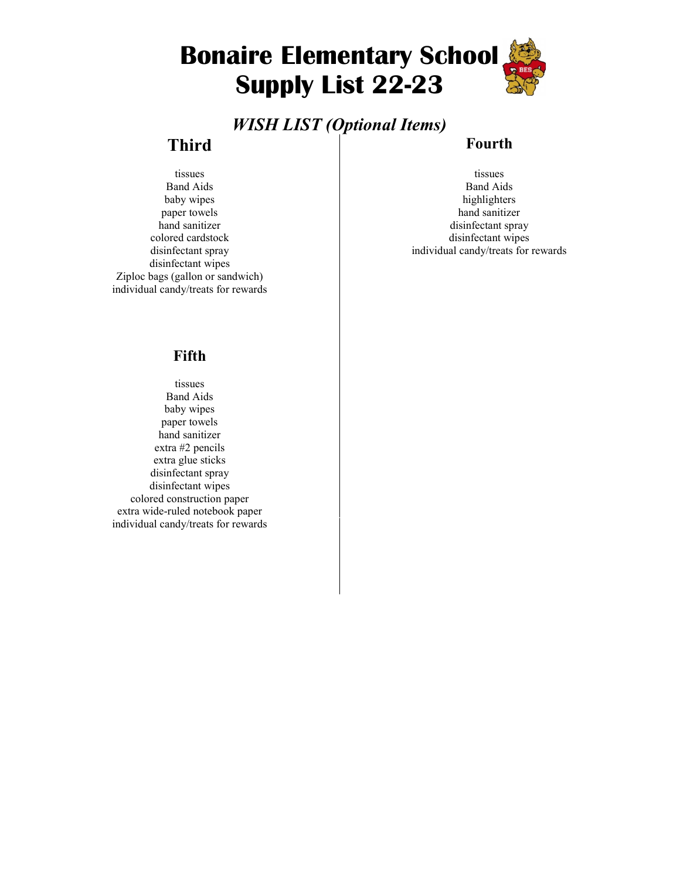# Bonaire Elementary School Supply List 22-23

## *WISH LIST (Optional Items)*

### Third

tissues
Band Aids
baby wipes
paper towels
hand sanitizer
colored cardstock
disinfectant spray
disinfectant wipes
Ziploc bags (gallon or sandwich)
individual candy/treats for rewards

### Fifth

tissues
Band Aids
baby wipes
paper towels
hand sanitizer
extra #2 pencils
extra glue sticks
disinfectant spray
disinfectant wipes
colored construction paper
extra wide-ruled notebook paper
individual candy/treats for rewards

### Fourth

tissues
Band Aids
highlighters
hand sanitizer
disinfectant spray
disinfectant wipes
individual candy/treats for rewards